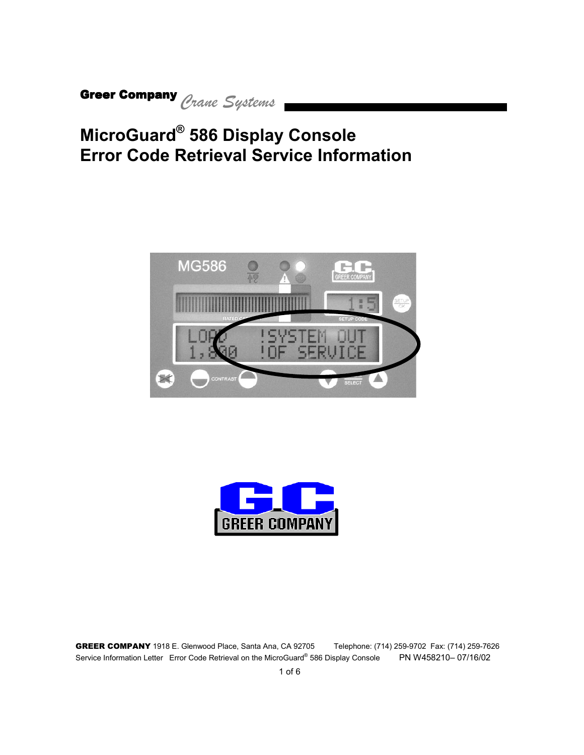Greer Company *Crane Systems*

# MicroGuard® 586 Display Console
# Error Code Retrieval Service Information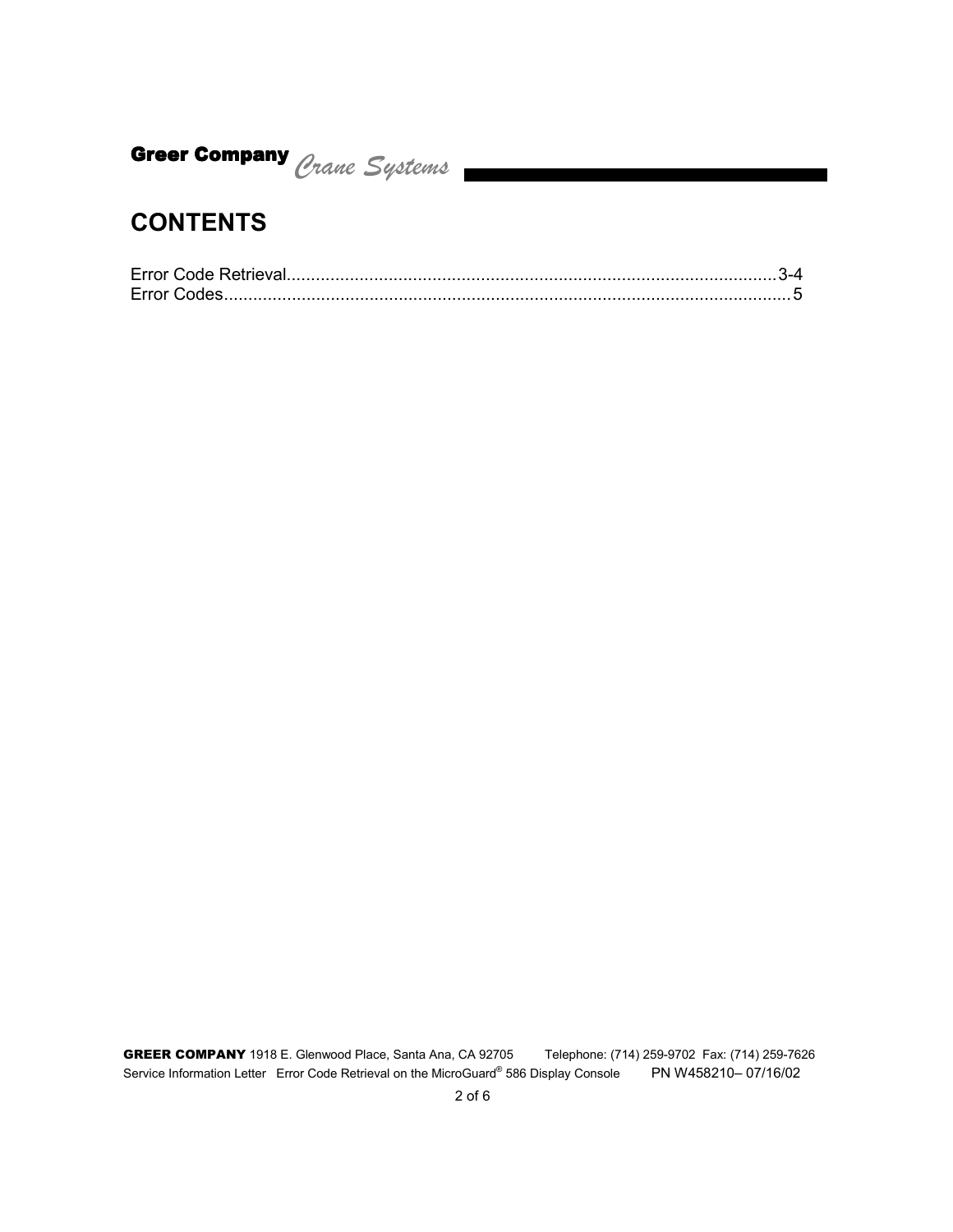# CONTENTS

Error Code Retrieval....................................................................................................3-4
Error Codes...................................................................................................................5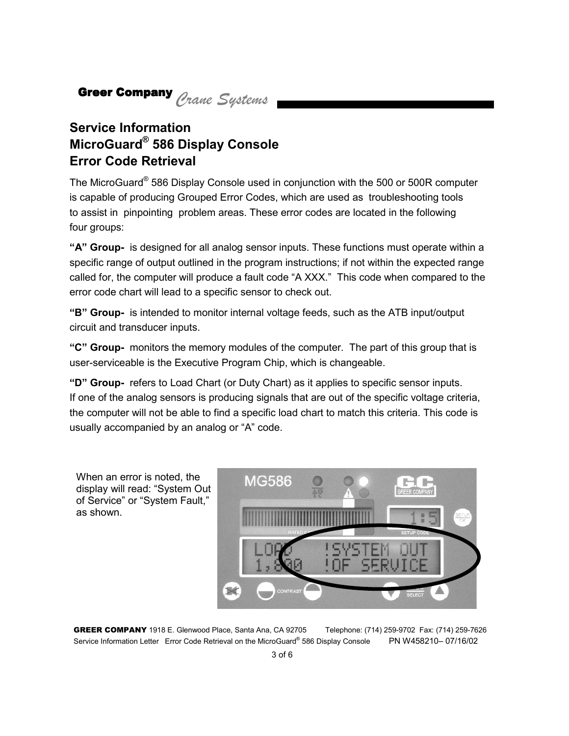# Service Information
# MicroGuard® 586 Display Console
# Error Code Retrieval

The MicroGuard® 586 Display Console used in conjunction with the 500 or 500R computer is capable of producing Grouped Error Codes, which are used as troubleshooting tools to assist in pinpointing problem areas. These error codes are located in the following four groups:

**"A" Group-** is designed for all analog sensor inputs. These functions must operate within a specific range of output outlined in the program instructions; if not within the expected range called for, the computer will produce a fault code "A XXX." This code when compared to the error code chart will lead to a specific sensor to check out.

**"B" Group-** is intended to monitor internal voltage feeds, such as the ATB input/output circuit and transducer inputs.

**"C" Group-** monitors the memory modules of the computer. The part of this group that is user-serviceable is the Executive Program Chip, which is changeable.

**"D" Group-** refers to Load Chart (or Duty Chart) as it applies to specific sensor inputs. If one of the analog sensors is producing signals that are out of the specific voltage criteria, the computer will not be able to find a specific load chart to match this criteria. This code is usually accompanied by an analog or "A" code.

When an error is noted, the display will read: "System Out of Service" or "System Fault," as shown.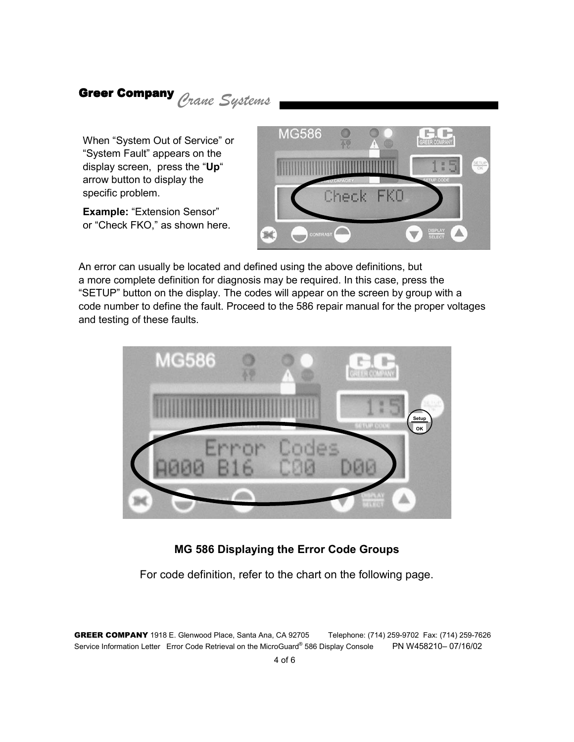When "System Out of Service" or "System Fault" appears on the display screen, press the "**Up**" arrow button to display the specific problem.

**Example:** "Extension Sensor" or "Check FKO," as shown here.

An error can usually be located and defined using the above definitions, but a more complete definition for diagnosis may be required. In this case, press the "SETUP" button on the display. The codes will appear on the screen by group with a code number to define the fault. Proceed to the 586 repair manual for the proper voltages and testing of these faults.

**MG 586 Displaying the Error Code Groups**

For code definition, refer to the chart on the following page.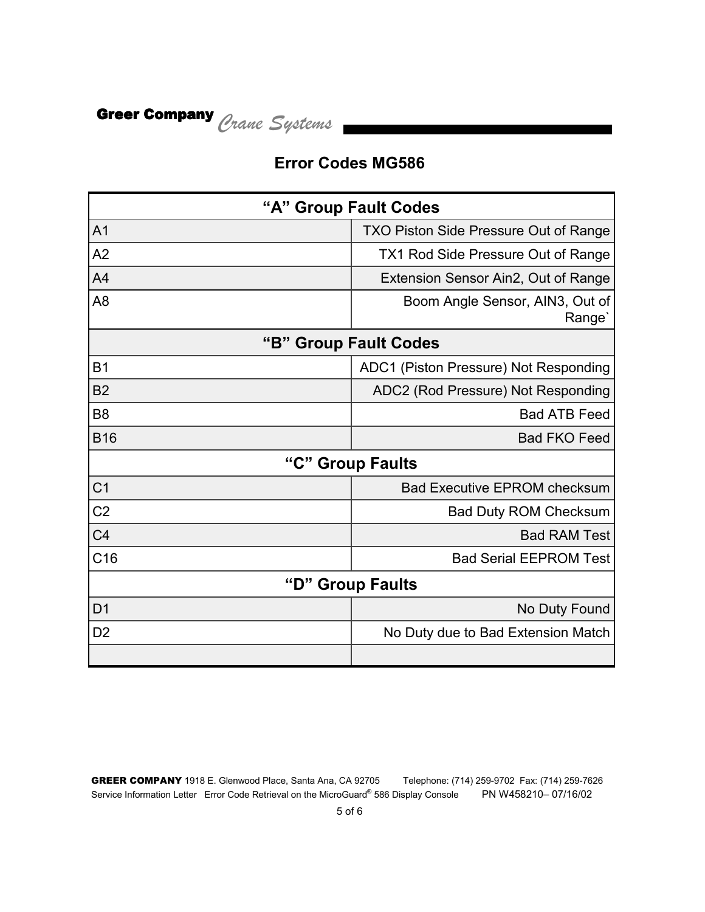## Error Codes MG586

| “A” Group Fault Codes | |
|---|---|
| A1 | TXO Piston Side Pressure Out of Range |
| A2 | TX1 Rod Side Pressure Out of Range |
| A4 | Extension Sensor Ain2, Out of Range |
| A8 | Boom Angle Sensor, AIN3, Out of Range` |
| **“B” Group Fault Codes** | |
| B1 | ADC1 (Piston Pressure) Not Responding |
| B2 | ADC2 (Rod Pressure) Not Responding |
| B8 | Bad ATB Feed |
| B16 | Bad FKO Feed |
| **“C” Group Faults** | |
| C1 | Bad Executive EPROM checksum |
| C2 | Bad Duty ROM Checksum |
| C4 | Bad RAM Test |
| C16 | Bad Serial EEPROM Test |
| **“D” Group Faults** | |
| D1 | No Duty Found |
| D2 | No Duty due to Bad Extension Match |
| | |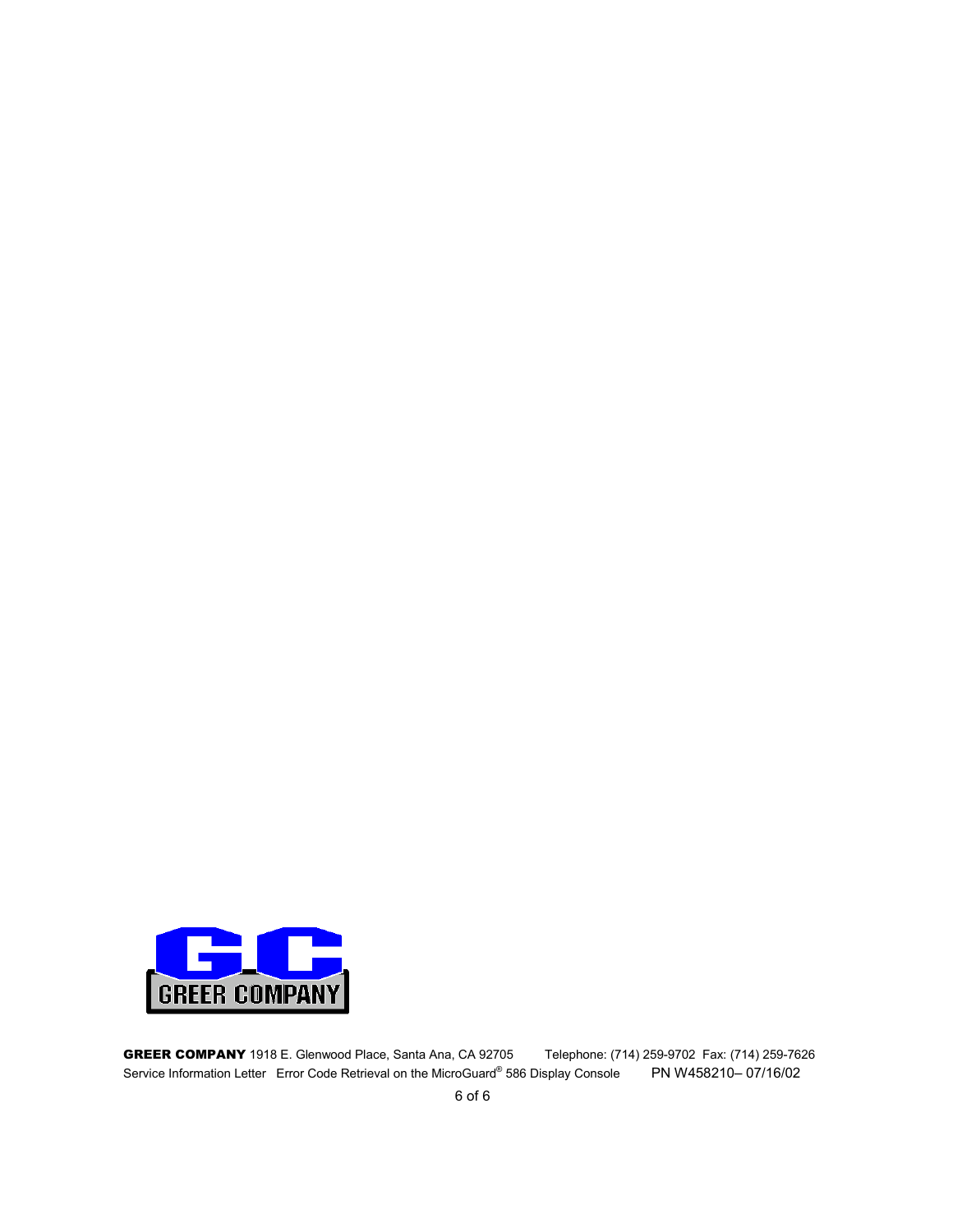GREER COMPANY